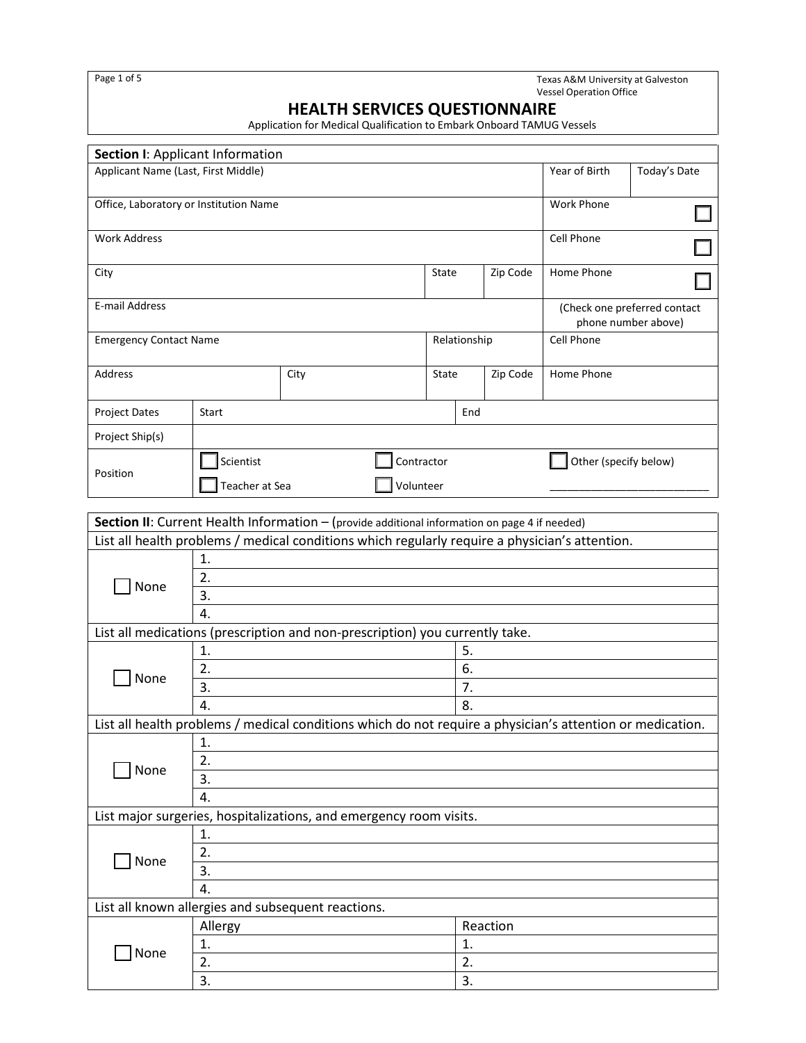Texas A&M University at Galveston
Vessel Operation Office

# HEALTH SERVICES QUESTIONNAIRE

Application for Medical Qualification to Embark Onboard TAMUG Vessels

| **Section I**: Applicant Information | | | | | |
|---|---|---|---|---|---|
| Applicant Name (Last, First Middle) | | | | Year of Birth | Today's Date |
| Office, Laboratory or Institution Name | | | | Work Phone ☐ | |
| Work Address | | | | Cell Phone ☐ | |
| City | | State | Zip Code | Home Phone ☐ | |
| E-mail Address | | | | (Check one preferred contact phone number above) | |
| Emergency Contact Name | | Relationship | | Cell Phone | |
| Address | City | State | Zip Code | Home Phone | |
| Project Dates | Start | | End | | |
| Project Ship(s) | | | | | |
| Position | ☐ Scientist<br>☐ Teacher at Sea | ☐ Contractor<br>☐ Volunteer | | ☐ Other (specify below)<br>___________________________ | |

| **Section II**: Current Health Information – (provide additional information on page 4 if needed) | | |
|---|---|---|
| List all health problems / medical conditions which regularly require a physician's attention. | | |
| ☐ None | 1. | |
| | 2. | |
| | 3. | |
| | 4. | |
| List all medications (prescription and non-prescription) you currently take. | | |
| ☐ None | 1. | 5. |
| | 2. | 6. |
| | 3. | 7. |
| | 4. | 8. |
| List all health problems / medical conditions which do not require a physician's attention or medication. | | |
| ☐ None | 1. | |
| | 2. | |
| | 3. | |
| | 4. | |
| List major surgeries, hospitalizations, and emergency room visits. | | |
| ☐ None | 1. | |
| | 2. | |
| | 3. | |
| | 4. | |
| List all known allergies and subsequent reactions. | | |
| ☐ None | Allergy | Reaction |
| | 1. | 1. |
| | 2. | 2. |
| | 3. | 3. |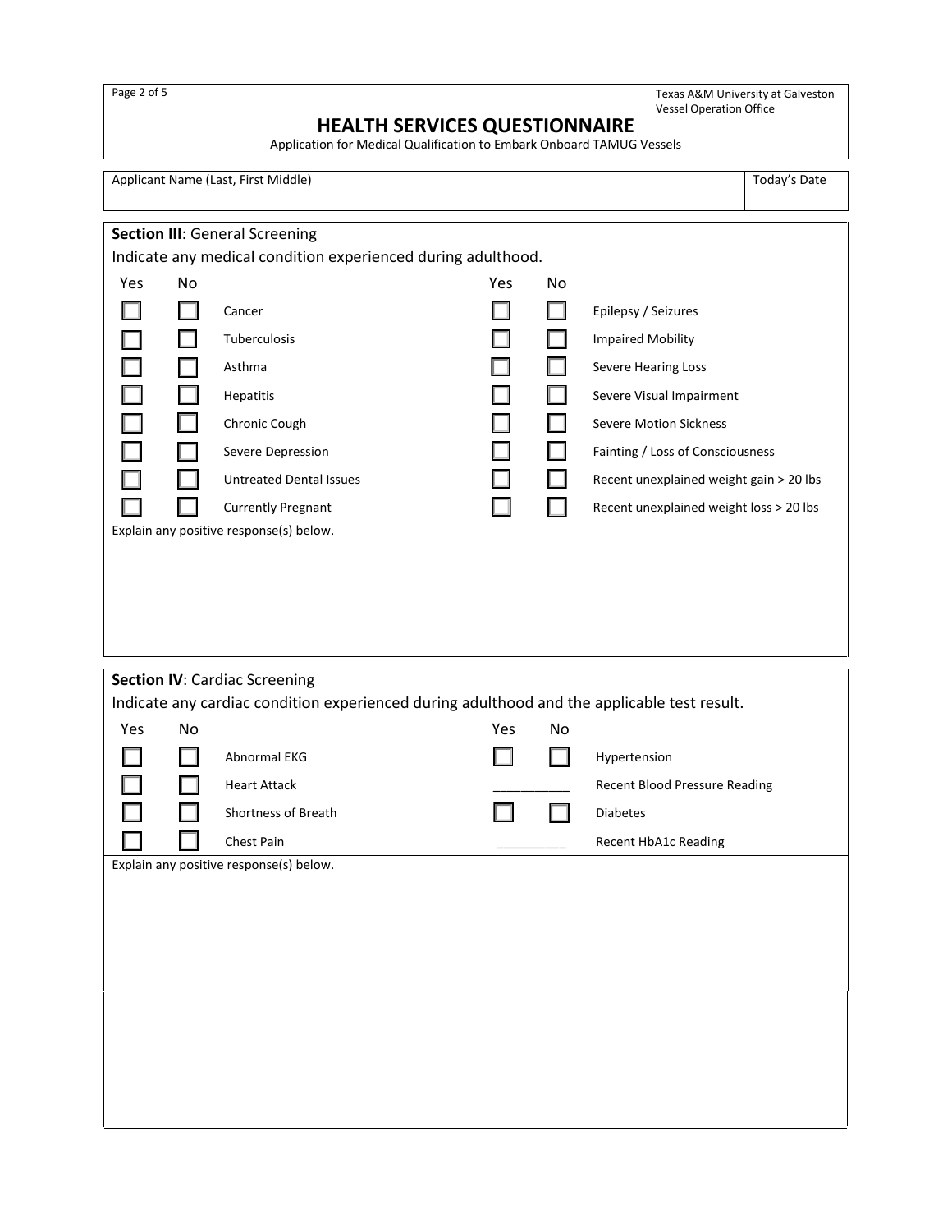Texas A&M University at Galveston
Vessel Operation Office

# HEALTH SERVICES QUESTIONNAIRE

Application for Medical Qualification to Embark Onboard TAMUG Vessels

| Applicant Name (Last, First Middle) | Today's Date |
|---|---|
| | |

## Section III: General Screening

Indicate any medical condition experienced during adulthood.

| Yes | No | | Yes | No | |
|---|---|---|---|---|---|
| ☐ | ☐ | Cancer | ☐ | ☐ | Epilepsy / Seizures |
| ☐ | ☐ | Tuberculosis | ☐ | ☐ | Impaired Mobility |
| ☐ | ☐ | Asthma | ☐ | ☐ | Severe Hearing Loss |
| ☐ | ☐ | Hepatitis | ☐ | ☐ | Severe Visual Impairment |
| ☐ | ☐ | Chronic Cough | ☐ | ☐ | Severe Motion Sickness |
| ☐ | ☐ | Severe Depression | ☐ | ☐ | Fainting / Loss of Consciousness |
| ☐ | ☐ | Untreated Dental Issues | ☐ | ☐ | Recent unexplained weight gain > 20 lbs |
| ☐ | ☐ | Currently Pregnant | ☐ | ☐ | Recent unexplained weight loss > 20 lbs |

Explain any positive response(s) below.

## Section IV: Cardiac Screening

Indicate any cardiac condition experienced during adulthood and the applicable test result.

| Yes | No | | Yes | No | |
|---|---|---|---|---|---|
| ☐ | ☐ | Abnormal EKG | ☐ | ☐ | Hypertension |
| ☐ | ☐ | Heart Attack | ___________ | | Recent Blood Pressure Reading |
| ☐ | ☐ | Shortness of Breath | ☐ | ☐ | Diabetes |
| ☐ | ☐ | Chest Pain | __________ | | Recent HbA1c Reading |

Explain any positive response(s) below.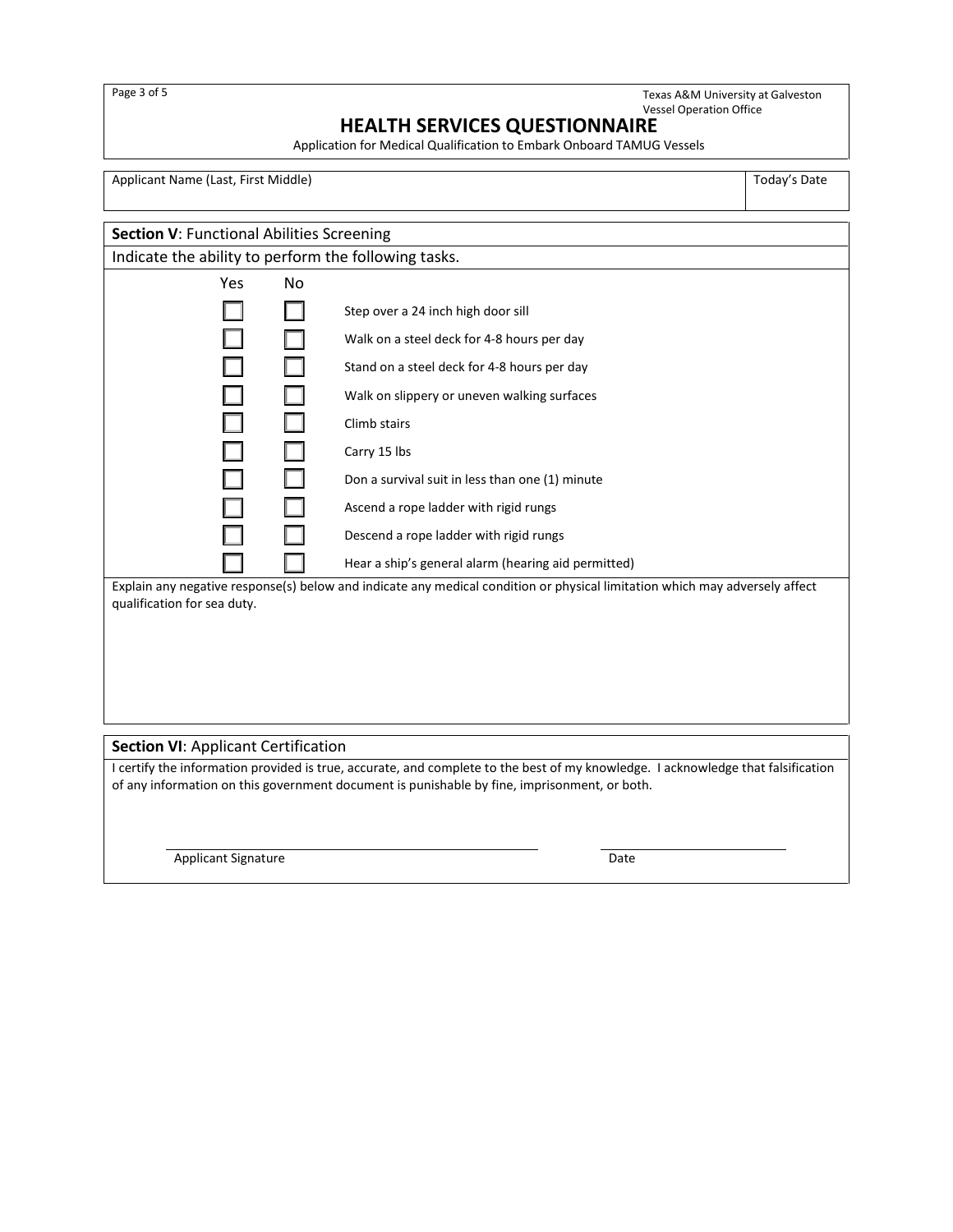Texas A&M University at Galveston
Vessel Operation Office

# HEALTH SERVICES QUESTIONNAIRE

Application for Medical Qualification to Embark Onboard TAMUG Vessels

| Applicant Name (Last, First Middle) | Today's Date |
| --- | --- |
| | |

## Section V: Functional Abilities Screening

Indicate the ability to perform the following tasks.

| Yes | No | Task |
| --- | --- | --- |
| ☐ | ☐ | Step over a 24 inch high door sill |
| ☐ | ☐ | Walk on a steel deck for 4-8 hours per day |
| ☐ | ☐ | Stand on a steel deck for 4-8 hours per day |
| ☐ | ☐ | Walk on slippery or uneven walking surfaces |
| ☐ | ☐ | Climb stairs |
| ☐ | ☐ | Carry 15 lbs |
| ☐ | ☐ | Don a survival suit in less than one (1) minute |
| ☐ | ☐ | Ascend a rope ladder with rigid rungs |
| ☐ | ☐ | Descend a rope ladder with rigid rungs |
| ☐ | ☐ | Hear a ship's general alarm (hearing aid permitted) |

Explain any negative response(s) below and indicate any medical condition or physical limitation which may adversely affect qualification for sea duty.

## Section VI: Applicant Certification

I certify the information provided is true, accurate, and complete to the best of my knowledge. I acknowledge that falsification of any information on this government document is punishable by fine, imprisonment, or both.

Applicant Signature ______________________ Date ______________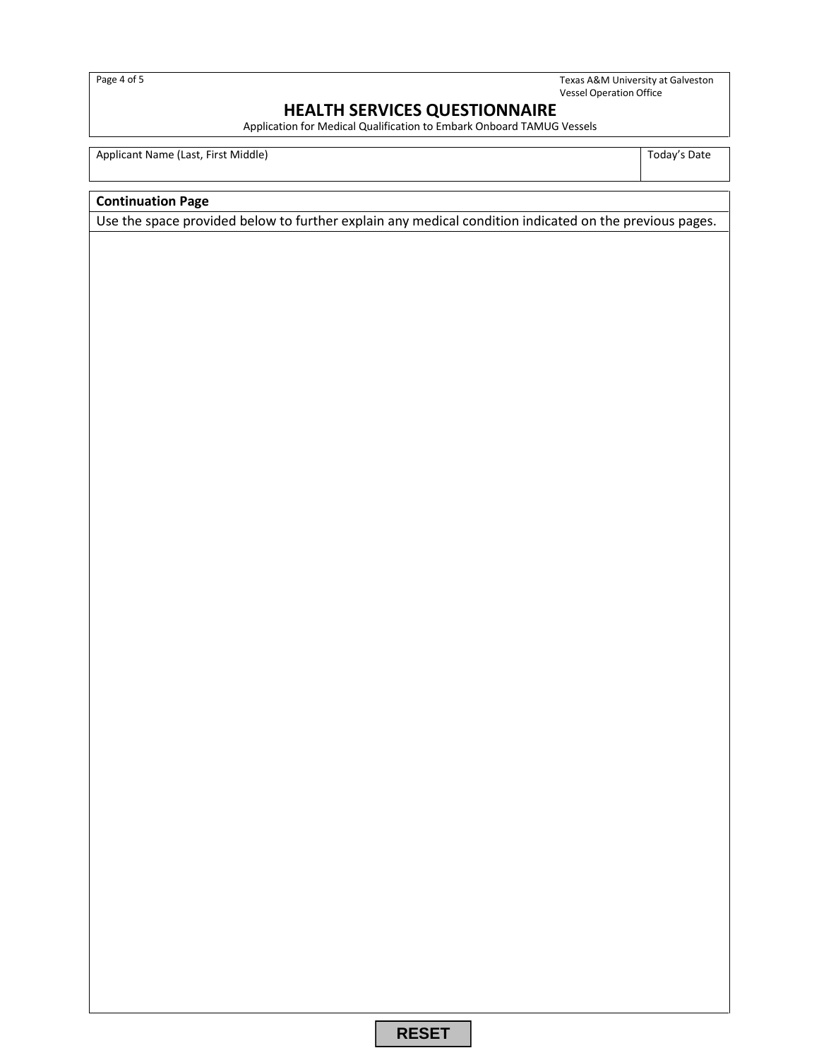# HEALTH SERVICES QUESTIONNAIRE

Application for Medical Qualification to Embark Onboard TAMUG Vessels

Texas A&M University at Galveston
Vessel Operation Office

| Applicant Name (Last, First Middle) | Today's Date |
|---|---|
| | |

| **Continuation Page** |
|---|
| Use the space provided below to further explain any medical condition indicated on the previous pages. |
| |

RESET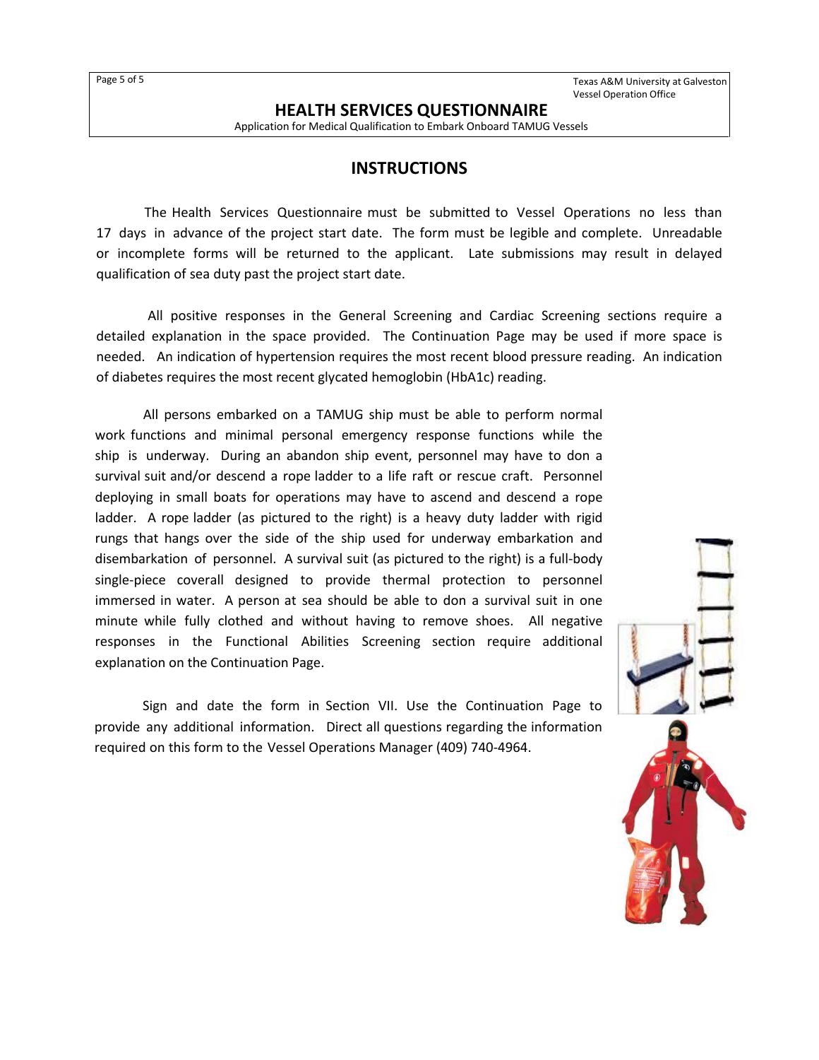# HEALTH SERVICES QUESTIONNAIRE

Application for Medical Qualification to Embark Onboard TAMUG Vessels

## INSTRUCTIONS

The Health Services Questionnaire must be submitted to Vessel Operations no less than 17 days in advance of the project start date. The form must be legible and complete. Unreadable or incomplete forms will be returned to the applicant. Late submissions may result in delayed qualification of sea duty past the project start date.

All positive responses in the General Screening and Cardiac Screening sections require a detailed explanation in the space provided. The Continuation Page may be used if more space is needed. An indication of hypertension requires the most recent blood pressure reading. An indication of diabetes requires the most recent glycated hemoglobin (HbA1c) reading.

All persons embarked on a TAMUG ship must be able to perform normal work functions and minimal personal emergency response functions while the ship is underway. During an abandon ship event, personnel may have to don a survival suit and/or descend a rope ladder to a life raft or rescue craft. Personnel deploying in small boats for operations may have to ascend and descend a rope ladder. A rope ladder (as pictured to the right) is a heavy duty ladder with rigid rungs that hangs over the side of the ship used for underway embarkation and disembarkation of personnel. A survival suit (as pictured to the right) is a full-body single-piece coverall designed to provide thermal protection to personnel immersed in water. A person at sea should be able to don a survival suit in one minute while fully clothed and without having to remove shoes. All negative responses in the Functional Abilities Screening section require additional explanation on the Continuation Page.

Sign and date the form in Section VII. Use the Continuation Page to provide any additional information. Direct all questions regarding the information required on this form to the Vessel Operations Manager (409) 740-4964.